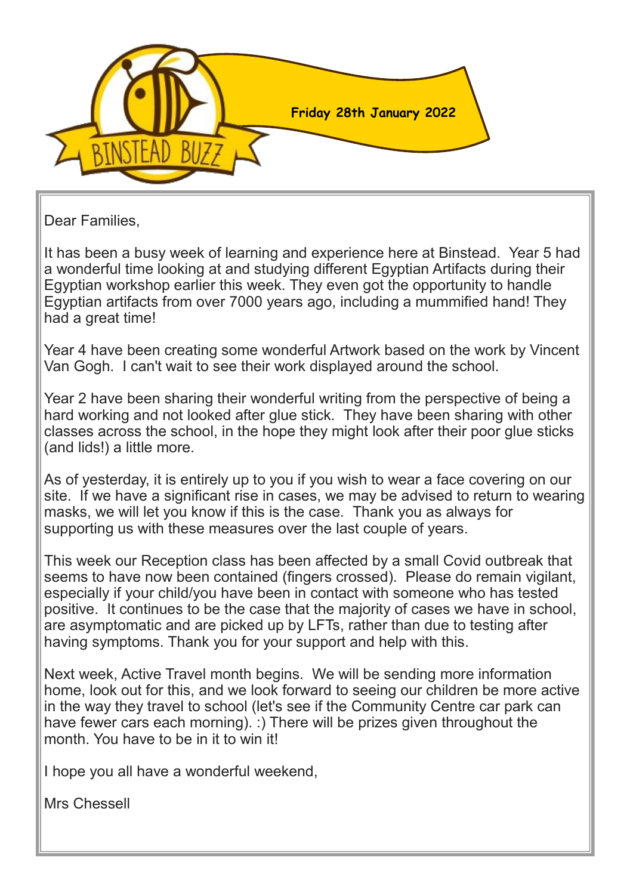# BINSTEAD BUZZ

**Friday 28th January 2022**

Dear Families,

It has been a busy week of learning and experience here at Binstead. Year 5 had a wonderful time looking at and studying different Egyptian Artifacts during their Egyptian workshop earlier this week. They even got the opportunity to handle Egyptian artifacts from over 7000 years ago, including a mummified hand! They had a great time!

Year 4 have been creating some wonderful Artwork based on the work by Vincent Van Gogh. I can't wait to see their work displayed around the school.

Year 2 have been sharing their wonderful writing from the perspective of being a hard working and not looked after glue stick. They have been sharing with other classes across the school, in the hope they might look after their poor glue sticks (and lids!) a little more.

As of yesterday, it is entirely up to you if you wish to wear a face covering on our site. If we have a significant rise in cases, we may be advised to return to wearing masks, we will let you know if this is the case. Thank you as always for supporting us with these measures over the last couple of years.

This week our Reception class has been affected by a small Covid outbreak that seems to have now been contained (fingers crossed). Please do remain vigilant, especially if your child/you have been in contact with someone who has tested positive. It continues to be the case that the majority of cases we have in school, are asymptomatic and are picked up by LFTs, rather than due to testing after having symptoms. Thank you for your support and help with this.

Next week, Active Travel month begins. We will be sending more information home, look out for this, and we look forward to seeing our children be more active in the way they travel to school (let's see if the Community Centre car park can have fewer cars each morning). :) There will be prizes given throughout the month. You have to be in it to win it!

I hope you all have a wonderful weekend,

Mrs Chessell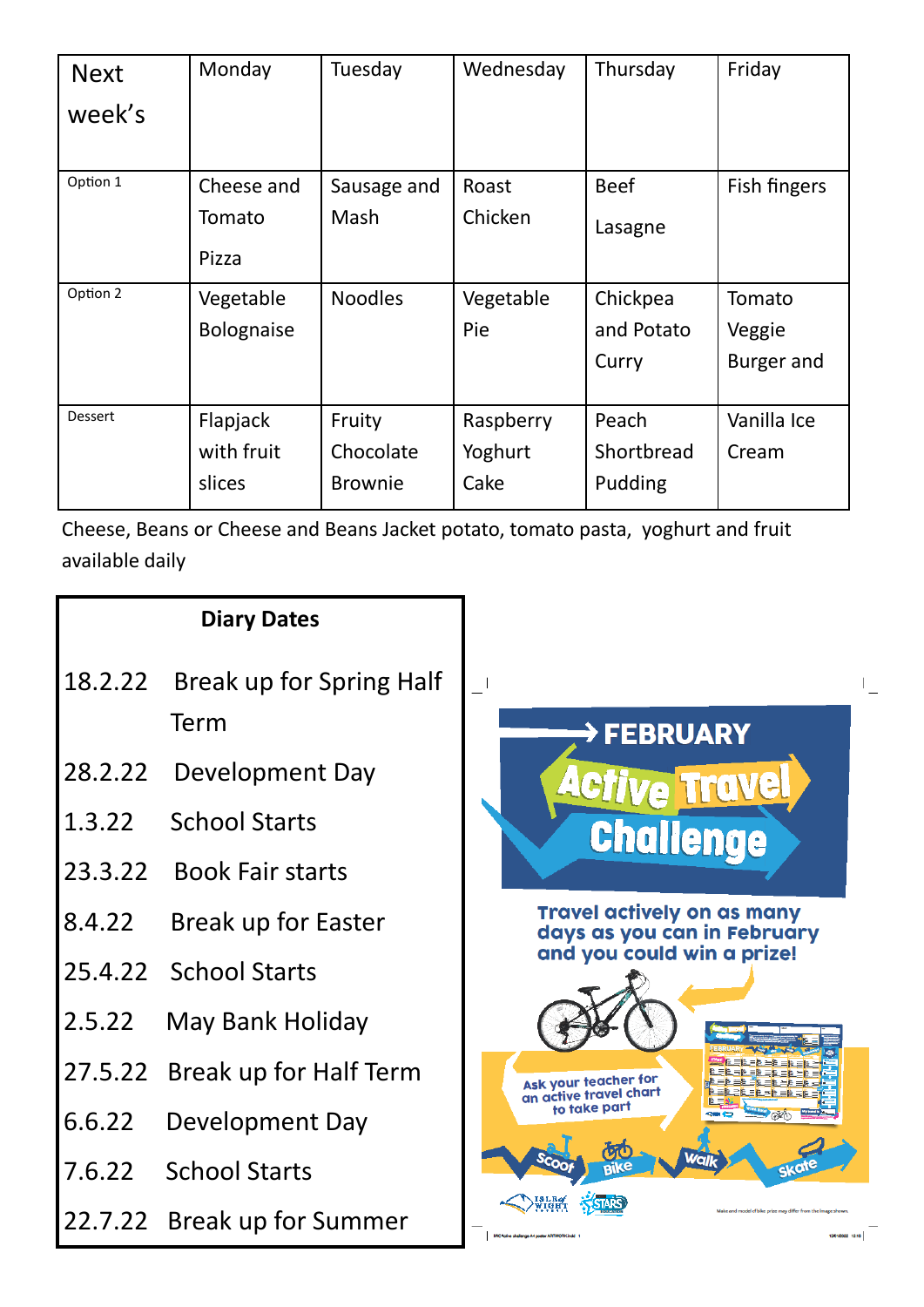| Next week's | Monday | Tuesday | Wednesday | Thursday | Friday |
|---|---|---|---|---|---|
| Option 1 | Cheese and Tomato Pizza | Sausage and Mash | Roast Chicken | Beef Lasagne | Fish fingers |
| Option 2 | Vegetable Bolognaise | Noodles | Vegetable Pie | Chickpea and Potato Curry | Tomato Veggie Burger and |
| Dessert | Flapjack with fruit slices | Fruity Chocolate Brownie | Raspberry Yoghurt Cake | Peach Shortbread Pudding | Vanilla Ice Cream |

Cheese, Beans or Cheese and Beans Jacket potato, tomato pasta, yoghurt and fruit available daily

**Diary Dates**

| | |
|---|---|
| 18.2.22 | Break up for Spring Half Term |
| 28.2.22 | Development Day |
| 1.3.22 | School Starts |
| 23.3.22 | Book Fair starts |
| 8.4.22 | Break up for Easter |
| 25.4.22 | School Starts |
| 2.5.22 | May Bank Holiday |
| 27.5.22 | Break up for Half Term |
| 6.6.22 | Development Day |
| 7.6.22 | School Starts |
| 22.7.22 | Break up for Summer |

FEBRUARY Active Travel Challenge

Travel actively on as many days as you can in February and you could win a prize!

Ask your teacher for an active travel chart to take part

Scoot Bike Walk Skate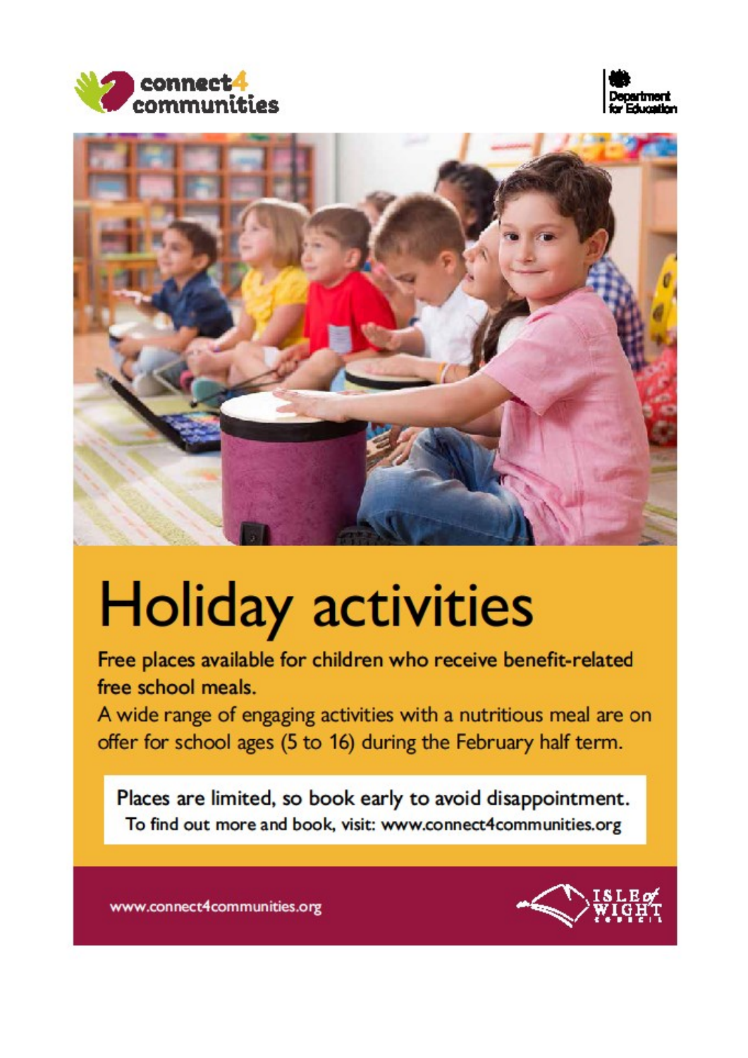connect4 communities

Department for Education

# Holiday activities

Free places available for children who receive benefit-related free school meals.

A wide range of engaging activities with a nutritious meal are on offer for school ages (5 to 16) during the February half term.

Places are limited, so book early to avoid disappointment.
To find out more and book, visit: www.connect4communities.org

www.connect4communities.org

Isle of Wight Council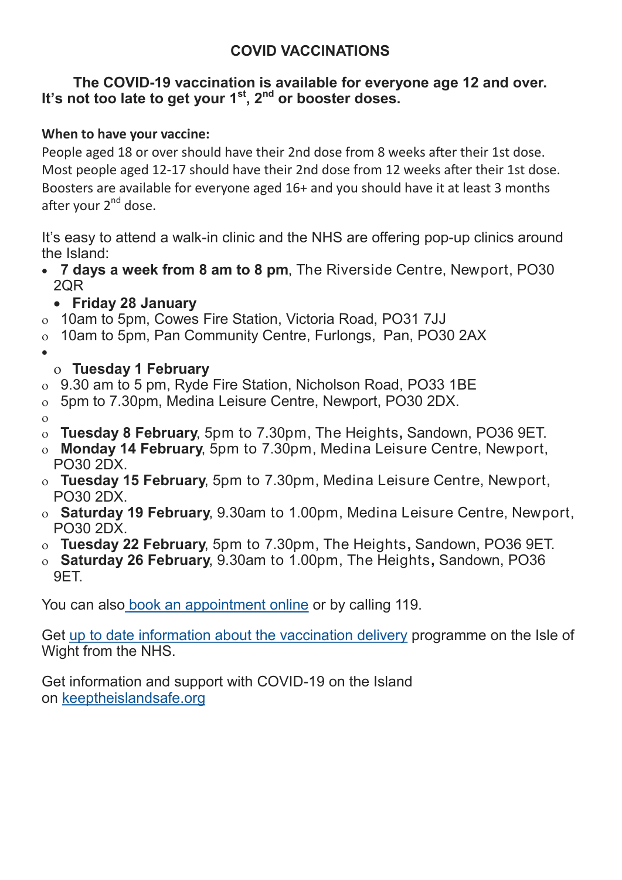# COVID VACCINATIONS

**The COVID-19 vaccination is available for everyone age 12 and over. It's not too late to get your 1st, 2nd or booster doses.**

**When to have your vaccine:**

People aged 18 or over should have their 2nd dose from 8 weeks after their 1st dose.
Most people aged 12-17 should have their 2nd dose from 12 weeks after their 1st dose.
Boosters are available for everyone aged 16+ and you should have it at least 3 months after your 2nd dose.

It's easy to attend a walk-in clinic and the NHS are offering pop-up clinics around the Island:

- **7 days a week from 8 am to 8 pm**, The Riverside Centre, Newport, PO30 2QR
  - **Friday 28 January**
- 10am to 5pm, Cowes Fire Station, Victoria Road, PO31 7JJ
- 10am to 5pm, Pan Community Centre, Furlongs, Pan, PO30 2AX
  - **Tuesday 1 February**
- 9.30 am to 5 pm, Ryde Fire Station, Nicholson Road, PO33 1BE
- 5pm to 7.30pm, Medina Leisure Centre, Newport, PO30 2DX.
- **Tuesday 8 February**, 5pm to 7.30pm, The Heights, Sandown, PO36 9ET.
- **Monday 14 February**, 5pm to 7.30pm, Medina Leisure Centre, Newport, PO30 2DX.
- **Tuesday 15 February**, 5pm to 7.30pm, Medina Leisure Centre, Newport, PO30 2DX.
- **Saturday 19 February**, 9.30am to 1.00pm, Medina Leisure Centre, Newport, PO30 2DX.
- **Tuesday 22 February**, 5pm to 7.30pm, The Heights, Sandown, PO36 9ET.
- **Saturday 26 February**, 9.30am to 1.00pm, The Heights, Sandown, PO36 9ET.

You can also book an appointment online or by calling 119.

Get up to date information about the vaccination delivery programme on the Isle of Wight from the NHS.

Get information and support with COVID-19 on the Island on keeptheislandsafe.org